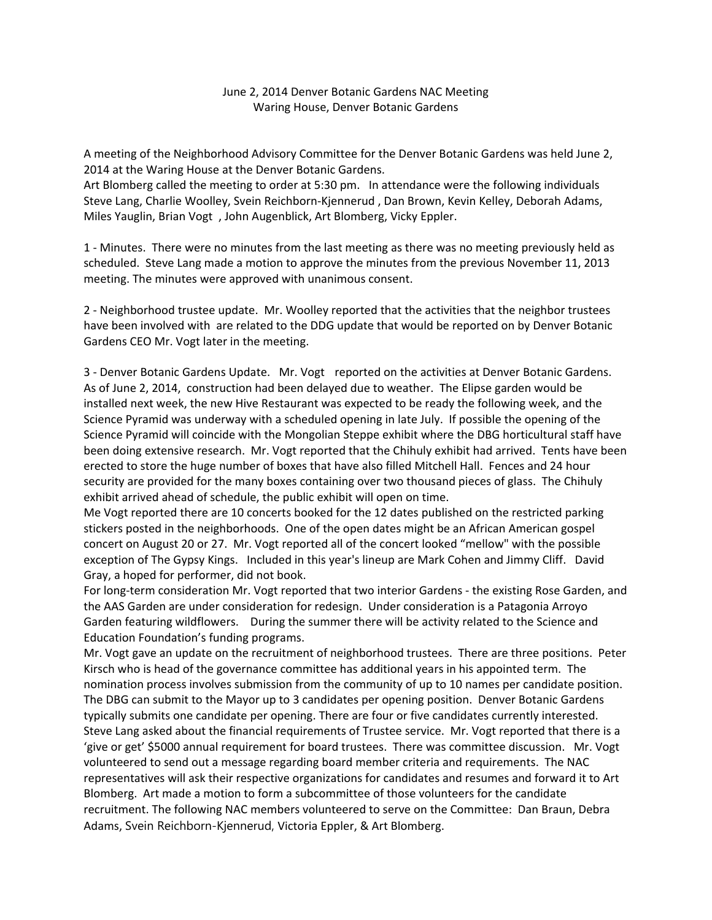June 2, 2014 Denver Botanic Gardens NAC Meeting
Waring House, Denver Botanic Gardens

A meeting of the Neighborhood Advisory Committee for the Denver Botanic Gardens was held June 2, 2014 at the Waring House at the Denver Botanic Gardens.
Art Blomberg called the meeting to order at 5:30 pm. In attendance were the following individuals Steve Lang, Charlie Woolley, Svein Reichborn-Kjennerud , Dan Brown, Kevin Kelley, Deborah Adams, Miles Yauglin, Brian Vogt , John Augenblick, Art Blomberg, Vicky Eppler.

1 - Minutes. There were no minutes from the last meeting as there was no meeting previously held as scheduled. Steve Lang made a motion to approve the minutes from the previous November 11, 2013 meeting. The minutes were approved with unanimous consent.

2 - Neighborhood trustee update. Mr. Woolley reported that the activities that the neighbor trustees have been involved with are related to the DDG update that would be reported on by Denver Botanic Gardens CEO Mr. Vogt later in the meeting.

3 - Denver Botanic Gardens Update. Mr. Vogt reported on the activities at Denver Botanic Gardens. As of June 2, 2014, construction had been delayed due to weather. The Elipse garden would be installed next week, the new Hive Restaurant was expected to be ready the following week, and the Science Pyramid was underway with a scheduled opening in late July. If possible the opening of the Science Pyramid will coincide with the Mongolian Steppe exhibit where the DBG horticultural staff have been doing extensive research. Mr. Vogt reported that the Chihuly exhibit had arrived. Tents have been erected to store the huge number of boxes that have also filled Mitchell Hall. Fences and 24 hour security are provided for the many boxes containing over two thousand pieces of glass. The Chihuly exhibit arrived ahead of schedule, the public exhibit will open on time.
Me Vogt reported there are 10 concerts booked for the 12 dates published on the restricted parking stickers posted in the neighborhoods. One of the open dates might be an African American gospel concert on August 20 or 27. Mr. Vogt reported all of the concert looked "mellow" with the possible exception of The Gypsy Kings. Included in this year's lineup are Mark Cohen and Jimmy Cliff. David Gray, a hoped for performer, did not book.
For long-term consideration Mr. Vogt reported that two interior Gardens - the existing Rose Garden, and the AAS Garden are under consideration for redesign. Under consideration is a Patagonia Arroyo Garden featuring wildflowers. During the summer there will be activity related to the Science and Education Foundation's funding programs.
Mr. Vogt gave an update on the recruitment of neighborhood trustees. There are three positions. Peter Kirsch who is head of the governance committee has additional years in his appointed term. The nomination process involves submission from the community of up to 10 names per candidate position. The DBG can submit to the Mayor up to 3 candidates per opening position. Denver Botanic Gardens typically submits one candidate per opening. There are four or five candidates currently interested. Steve Lang asked about the financial requirements of Trustee service. Mr. Vogt reported that there is a 'give or get' $5000 annual requirement for board trustees. There was committee discussion. Mr. Vogt volunteered to send out a message regarding board member criteria and requirements. The NAC representatives will ask their respective organizations for candidates and resumes and forward it to Art Blomberg. Art made a motion to form a subcommittee of those volunteers for the candidate recruitment. The following NAC members volunteered to serve on the Committee: Dan Braun, Debra Adams, Svein Reichborn-Kjennerud, Victoria Eppler, & Art Blomberg.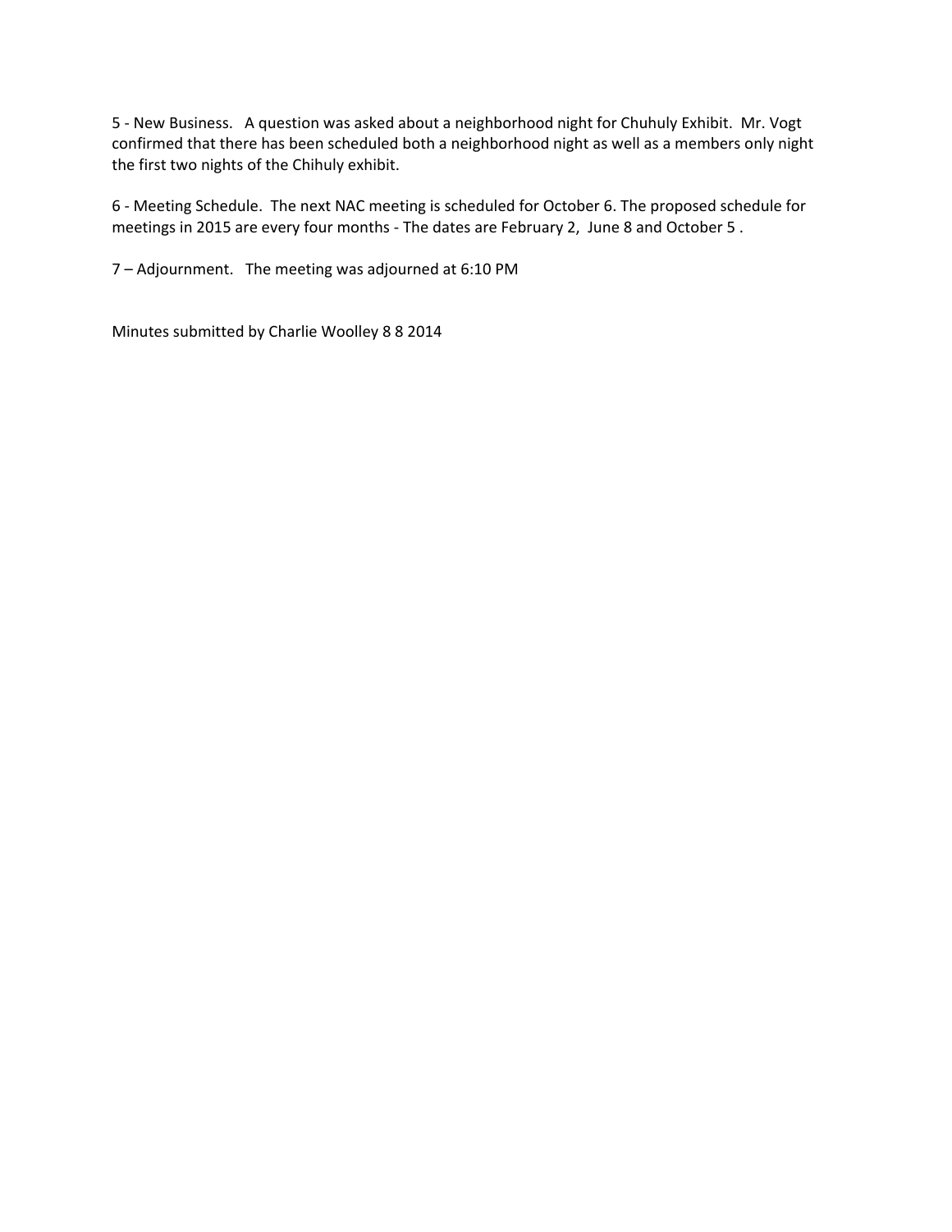5 - New Business. A question was asked about a neighborhood night for Chuhuly Exhibit. Mr. Vogt confirmed that there has been scheduled both a neighborhood night as well as a members only night the first two nights of the Chihuly exhibit.

6 - Meeting Schedule. The next NAC meeting is scheduled for October 6. The proposed schedule for meetings in 2015 are every four months - The dates are February 2, June 8 and October 5 .

7 – Adjournment. The meeting was adjourned at 6:10 PM

Minutes submitted by Charlie Woolley 8 8 2014